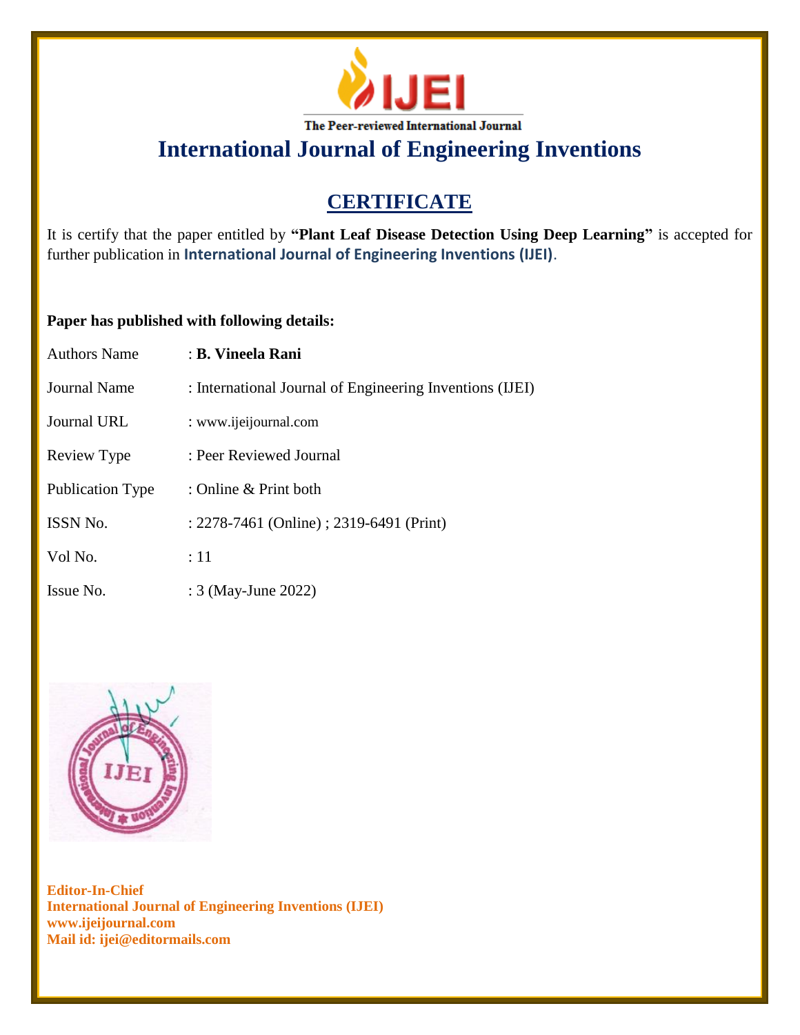IJEI

The Peer-reviewed International Journal

# International Journal of Engineering Inventions

## CERTIFICATE

It is certify that the paper entitled by **"Plant Leaf Disease Detection Using Deep Learning"** is accepted for further publication in **International Journal of Engineering Inventions (IJEI)**.

**Paper has published with following details:**

| | |
|---|---|
| Authors Name | : **B. Vineela Rani** |
| Journal Name | : International Journal of Engineering Inventions (IJEI) |
| Journal URL | : www.ijeijournal.com |
| Review Type | : Peer Reviewed Journal |
| Publication Type | : Online & Print both |
| ISSN No. | : 2278-7461 (Online) ; 2319-6491 (Print) |
| Vol No. | : 11 |
| Issue No. | : 3 (May-June 2022) |

**Editor-In-Chief**
**International Journal of Engineering Inventions (IJEI)**
**www.ijeijournal.com**
**Mail id: ijei@editormails.com**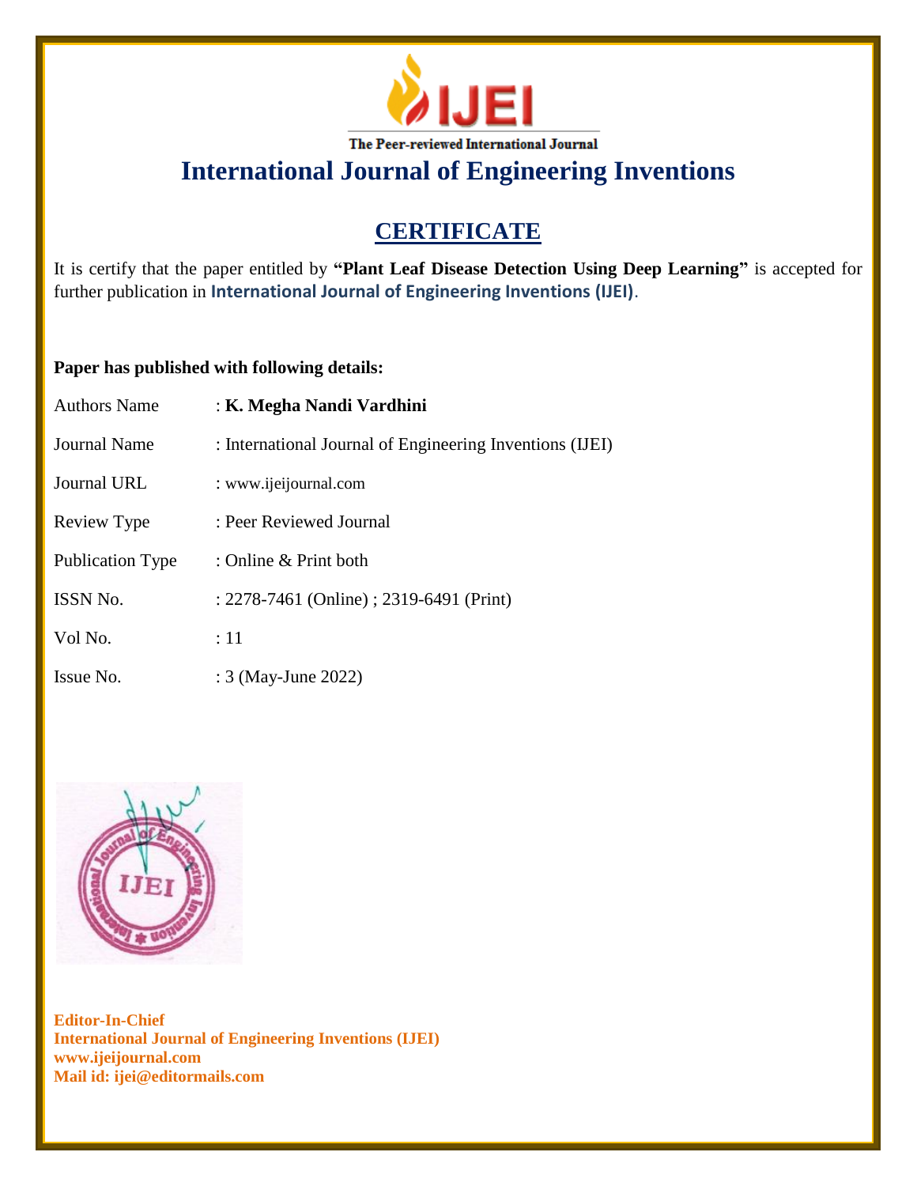IJEI

The Peer-reviewed International Journal

# International Journal of Engineering Inventions

## CERTIFICATE

It is certify that the paper entitled by **"Plant Leaf Disease Detection Using Deep Learning"** is accepted for further publication in **International Journal of Engineering Inventions (IJEI)**.

**Paper has published with following details:**

| | |
|---|---|
| Authors Name | : **K. Megha Nandi Vardhini** |
| Journal Name | : International Journal of Engineering Inventions (IJEI) |
| Journal URL | : www.ijeijournal.com |
| Review Type | : Peer Reviewed Journal |
| Publication Type | : Online & Print both |
| ISSN No. | : 2278-7461 (Online) ; 2319-6491 (Print) |
| Vol No. | : 11 |
| Issue No. | : 3 (May-June 2022) |

**Editor-In-Chief**
**International Journal of Engineering Inventions (IJEI)**
**www.ijeijournal.com**
**Mail id: ijei@editormails.com**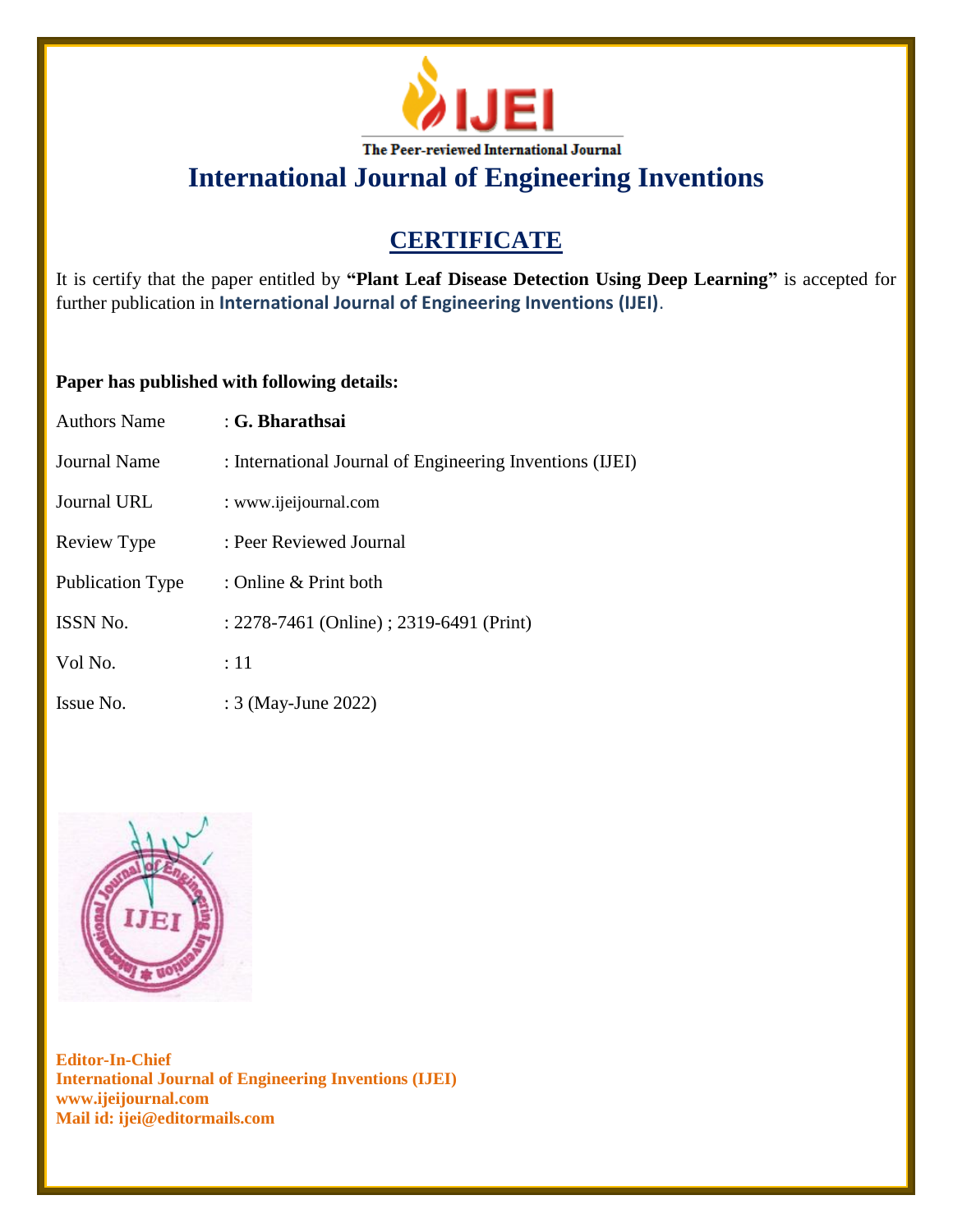# IJEI

The Peer-reviewed International Journal

## International Journal of Engineering Inventions

## CERTIFICATE

It is certify that the paper entitled by **"Plant Leaf Disease Detection Using Deep Learning"** is accepted for further publication in **International Journal of Engineering Inventions (IJEI)**.

**Paper has published with following details:**

| | |
|---|---|
| Authors Name | : **G. Bharathsai** |
| Journal Name | : International Journal of Engineering Inventions (IJEI) |
| Journal URL | : www.ijeijournal.com |
| Review Type | : Peer Reviewed Journal |
| Publication Type | : Online & Print both |
| ISSN No. | : 2278-7461 (Online) ; 2319-6491 (Print) |
| Vol No. | : 11 |
| Issue No. | : 3 (May-June 2022) |

**Editor-In-Chief**
**International Journal of Engineering Inventions (IJEI)**
**www.ijeijournal.com**
**Mail id: ijei@editormails.com**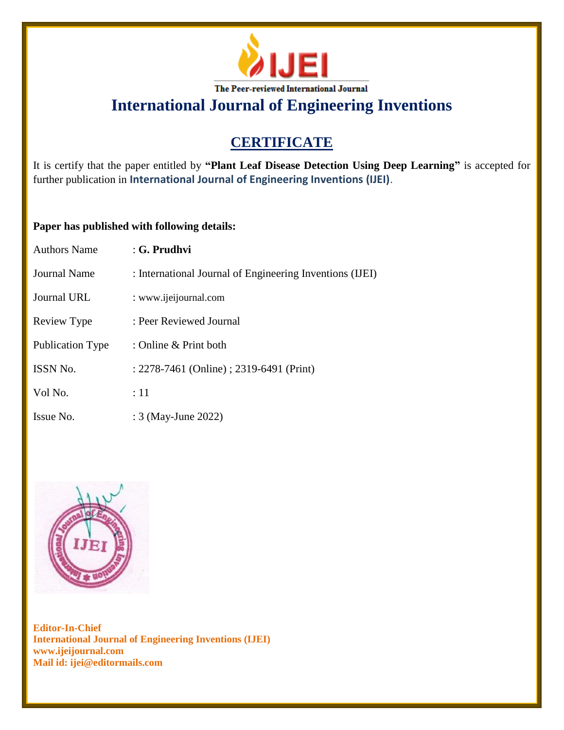IJEI

The Peer-reviewed International Journal

# International Journal of Engineering Inventions

## CERTIFICATE

It is certify that the paper entitled by **"Plant Leaf Disease Detection Using Deep Learning"** is accepted for further publication in **International Journal of Engineering Inventions (IJEI)**.

**Paper has published with following details:**

| | |
|---|---|
| Authors Name | : **G. Prudhvi** |
| Journal Name | : International Journal of Engineering Inventions (IJEI) |
| Journal URL | : www.ijeijournal.com |
| Review Type | : Peer Reviewed Journal |
| Publication Type | : Online & Print both |
| ISSN No. | : 2278-7461 (Online) ; 2319-6491 (Print) |
| Vol No. | : 11 |
| Issue No. | : 3 (May-June 2022) |

**Editor-In-Chief**
**International Journal of Engineering Inventions (IJEI)**
**www.ijeijournal.com**
**Mail id: ijei@editormails.com**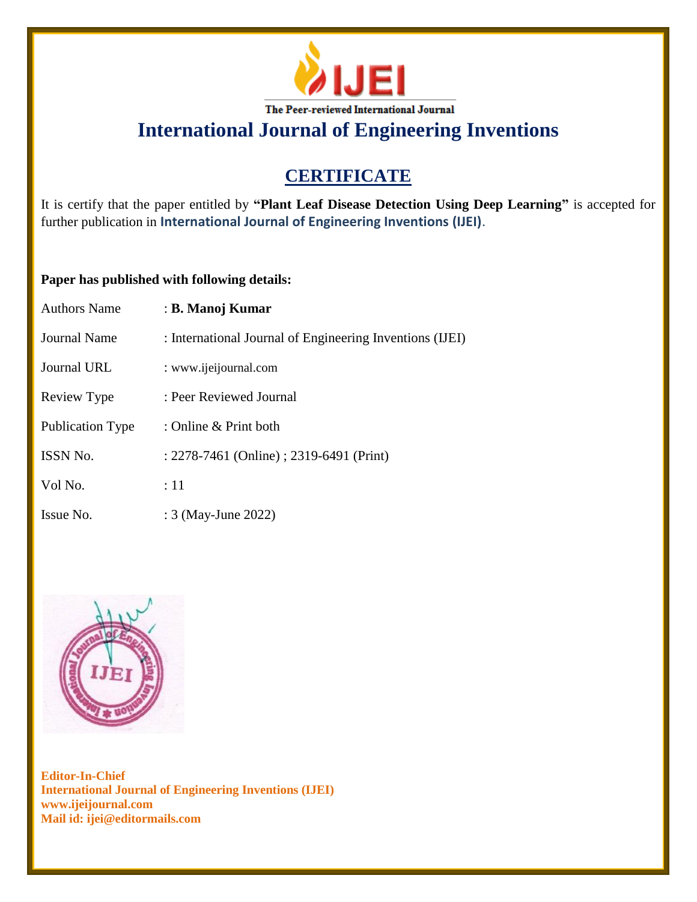The Peer-reviewed International Journal

# International Journal of Engineering Inventions

## CERTIFICATE

It is certify that the paper entitled by **"Plant Leaf Disease Detection Using Deep Learning"** is accepted for further publication in **International Journal of Engineering Inventions (IJEI)**.

**Paper has published with following details:**

| | |
|---|---|
| Authors Name | : **B. Manoj Kumar** |
| Journal Name | : International Journal of Engineering Inventions (IJEI) |
| Journal URL | : www.ijeijournal.com |
| Review Type | : Peer Reviewed Journal |
| Publication Type | : Online & Print both |
| ISSN No. | : 2278-7461 (Online) ; 2319-6491 (Print) |
| Vol No. | : 11 |
| Issue No. | : 3 (May-June 2022) |

**Editor-In-Chief**
**International Journal of Engineering Inventions (IJEI)**
**www.ijeijournal.com**
**Mail id: ijei@editormails.com**